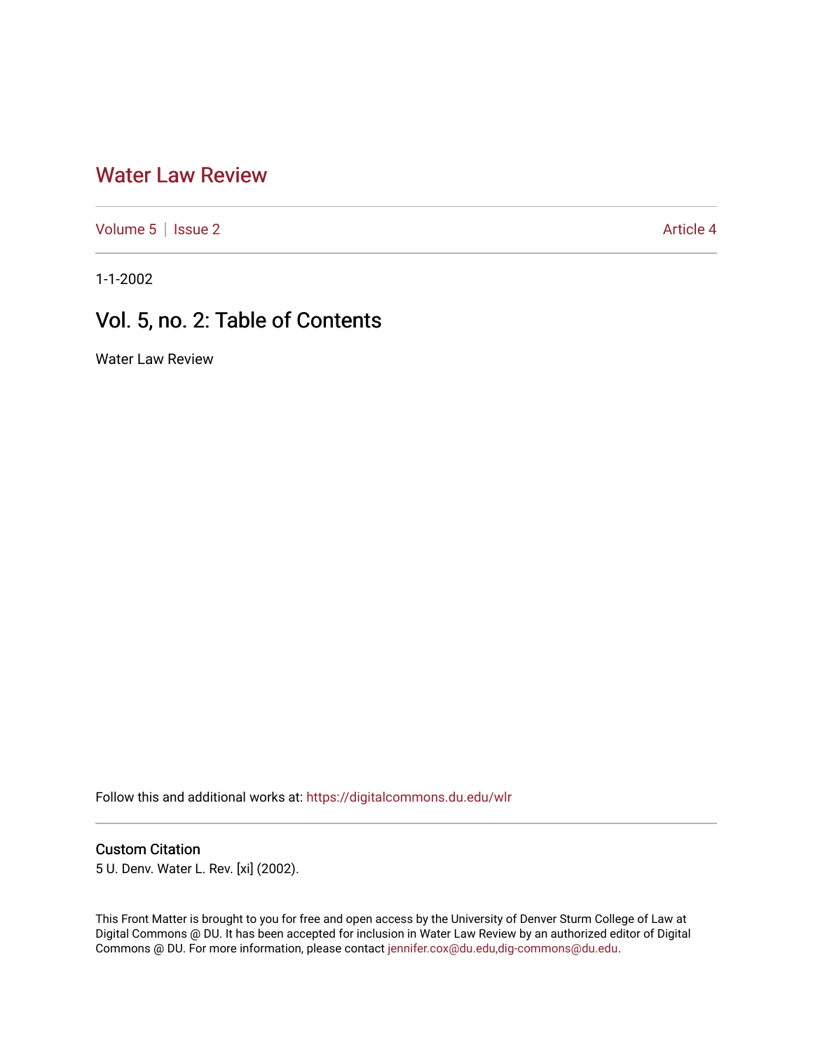# Water Law Review

Volume 5 | Issue 2 Article 4

1-1-2002

## Vol. 5, no. 2: Table of Contents

Water Law Review

Follow this and additional works at: https://digitalcommons.du.edu/wlr

### Custom Citation

5 U. Denv. Water L. Rev. [xi] (2002).

This Front Matter is brought to you for free and open access by the University of Denver Sturm College of Law at Digital Commons @ DU. It has been accepted for inclusion in Water Law Review by an authorized editor of Digital Commons @ DU. For more information, please contact jennifer.cox@du.edu,dig-commons@du.edu.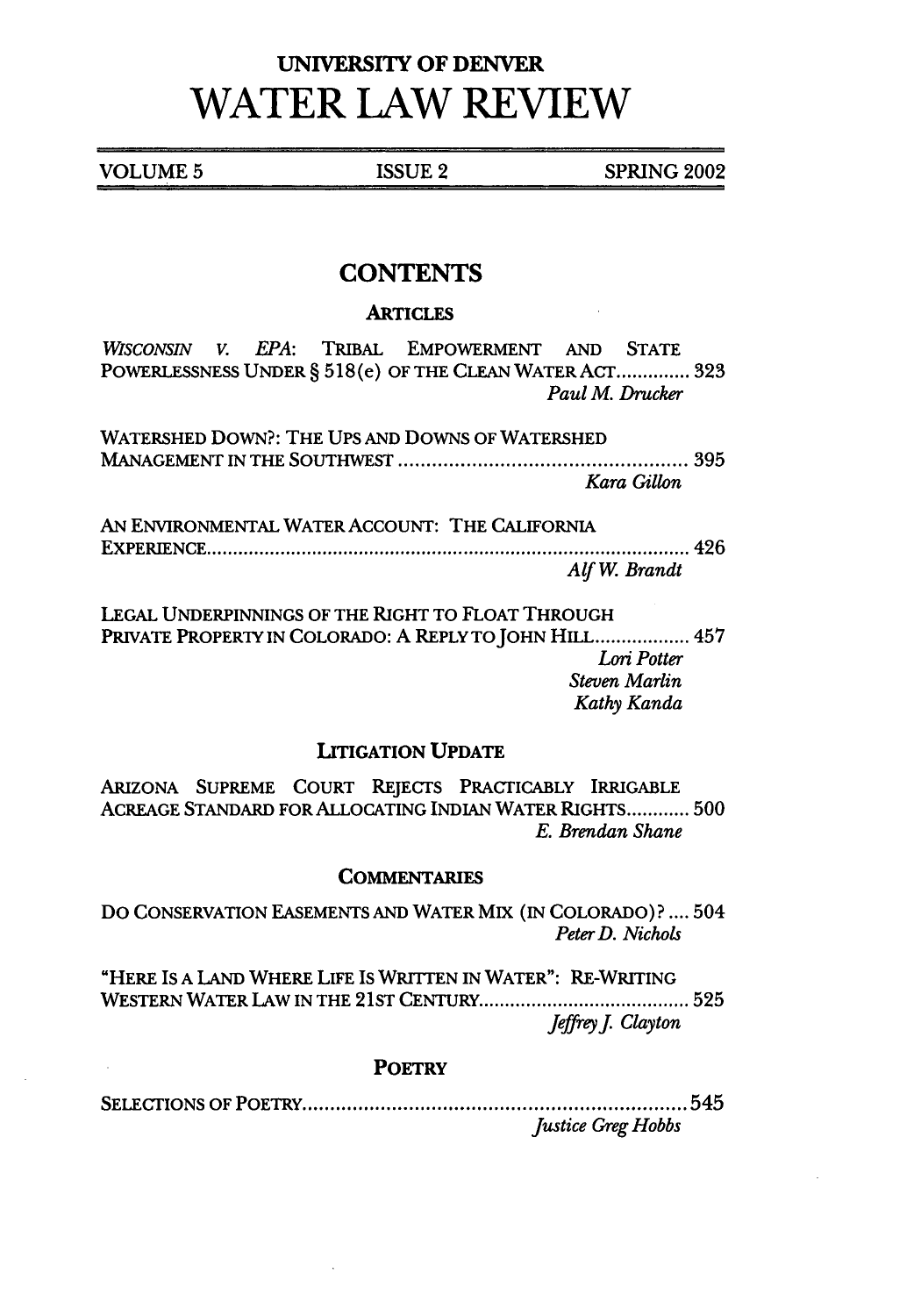# UNIVERSITY OF DENVER
# WATER LAW REVIEW

VOLUME 5 | ISSUE 2 | SPRING 2002

## CONTENTS

### ARTICLES

*WISCONSIN V. EPA*: TRIBAL EMPOWERMENT AND STATE POWERLESSNESS UNDER § 518(e) OF THE CLEAN WATER ACT .............. 323
*Paul M. Drucker*

WATERSHED DOWN?: THE UPS AND DOWNS OF WATERSHED MANAGEMENT IN THE SOUTHWEST .............................................. 395
*Kara Gillon*

AN ENVIRONMENTAL WATER ACCOUNT: THE CALIFORNIA EXPERIENCE .............................................................................. 426
*Alf W. Brandt*

LEGAL UNDERPINNINGS OF THE RIGHT TO FLOAT THROUGH PRIVATE PROPERTY IN COLORADO: A REPLY TO JOHN HILL.................. 457
*Lori Potter*
*Steven Marlin*
*Kathy Kanda*

### LITIGATION UPDATE

ARIZONA SUPREME COURT REJECTS PRACTICABLY IRRIGABLE ACREAGE STANDARD FOR ALLOCATING INDIAN WATER RIGHTS............ 500
*E. Brendan Shane*

### COMMENTARIES

DO CONSERVATION EASEMENTS AND WATER MIX (IN COLORADO)? .... 504
*Peter D. Nichols*

"HERE IS A LAND WHERE LIFE IS WRITTEN IN WATER": RE-WRITING WESTERN WATER LAW IN THE 21ST CENTURY........................................ 525
*Jeffrey J. Clayton*

### POETRY

SELECTIONS OF POETRY..................................................................... 545
*Justice Greg Hobbs*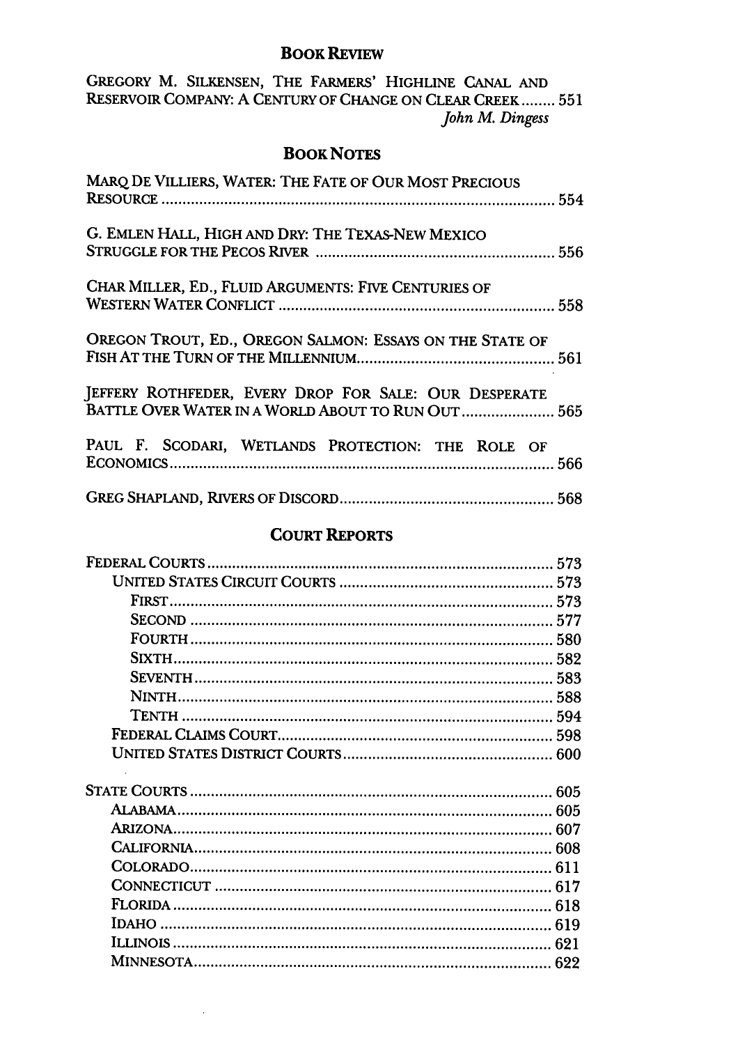## BOOK REVIEW

GREGORY M. SILKENSEN, THE FARMERS' HIGHLINE CANAL AND RESERVOIR COMPANY: A CENTURY OF CHANGE ON CLEAR CREEK ........ 551
*John M. Dingess*

## BOOK NOTES

MARQ DE VILLIERS, WATER: THE FATE OF OUR MOST PRECIOUS RESOURCE ........ 554

G. EMLEN HALL, HIGH AND DRY: THE TEXAS-NEW MEXICO STRUGGLE FOR THE PECOS RIVER ........ 556

CHAR MILLER, ED., FLUID ARGUMENTS: FIVE CENTURIES OF WESTERN WATER CONFLICT ........ 558

OREGON TROUT, ED., OREGON SALMON: ESSAYS ON THE STATE OF FISH AT THE TURN OF THE MILLENNIUM ........ 561

JEFFERY ROTHFEDER, EVERY DROP FOR SALE: OUR DESPERATE BATTLE OVER WATER IN A WORLD ABOUT TO RUN OUT ........ 565

PAUL F. SCODARI, WETLANDS PROTECTION: THE ROLE OF ECONOMICS ........ 566

GREG SHAPLAND, RIVERS OF DISCORD ........ 568

## COURT REPORTS

FEDERAL COURTS ........ 573
- UNITED STATES CIRCUIT COURTS ........ 573
  - FIRST ........ 573
  - SECOND ........ 577
  - FOURTH ........ 580
  - SIXTH ........ 582
  - SEVENTH ........ 583
  - NINTH ........ 588
  - TENTH ........ 594
- FEDERAL CLAIMS COURT ........ 598
- UNITED STATES DISTRICT COURTS ........ 600

STATE COURTS ........ 605
- ALABAMA ........ 605
- ARIZONA ........ 607
- CALIFORNIA ........ 608
- COLORADO ........ 611
- CONNECTICUT ........ 617
- FLORIDA ........ 618
- IDAHO ........ 619
- ILLINOIS ........ 621
- MINNESOTA ........ 622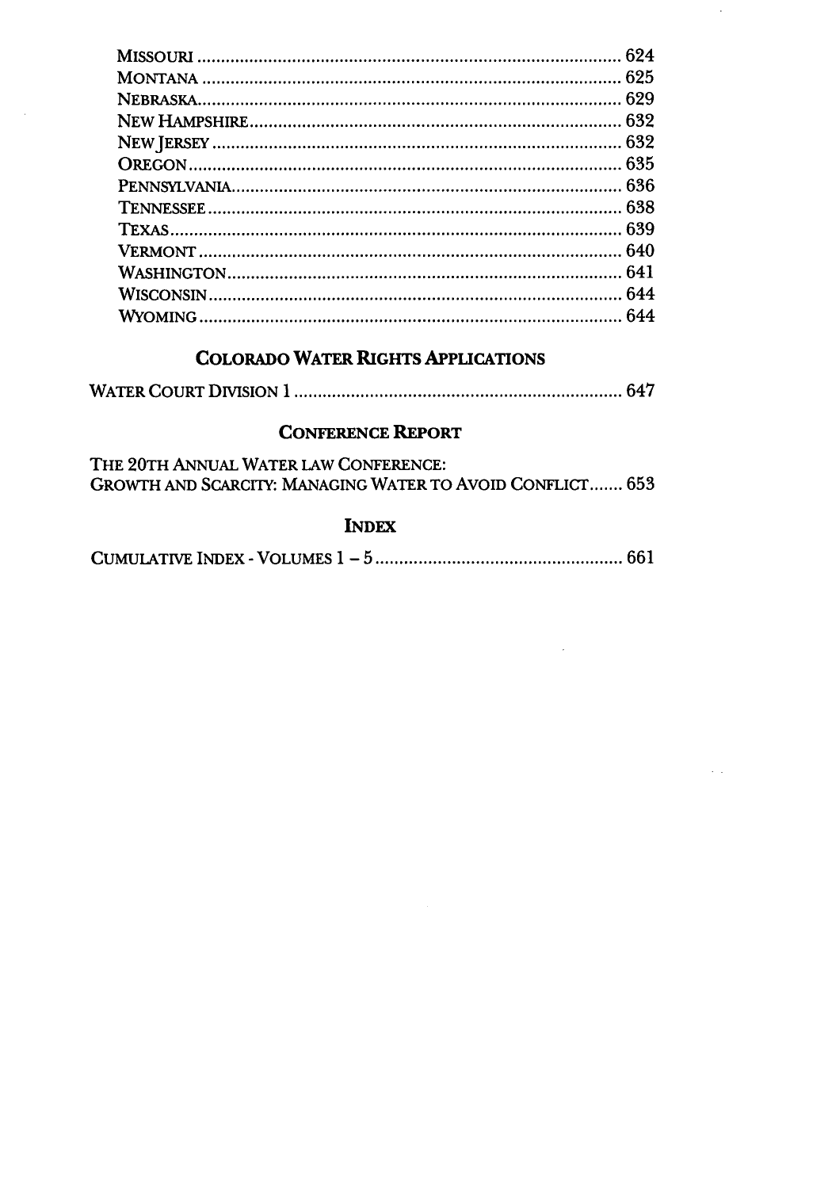MISSOURI ........................................................................................ 624
MONTANA ........................................................................................ 625
NEBRASKA........................................................................................ 629
NEW HAMPSHIRE................................................................................ 632
NEW JERSEY ...................................................................................... 632
OREGON........................................................................................... 635
PENNSYLVANIA.................................................................................. 636
TENNESSEE ....................................................................................... 638
TEXAS.............................................................................................. 639
VERMONT ........................................................................................ 640
WASHINGTON.................................................................................... 641
WISCONSIN....................................................................................... 644
WYOMING......................................................................................... 644

## COLORADO WATER RIGHTS APPLICATIONS

WATER COURT DIVISION 1 ..................................................................... 647

## CONFERENCE REPORT

THE 20TH ANNUAL WATER LAW CONFERENCE:
GROWTH AND SCARCITY: MANAGING WATER TO AVOID CONFLICT....... 653

## INDEX

CUMULATIVE INDEX - VOLUMES 1 – 5 ..................................................... 661